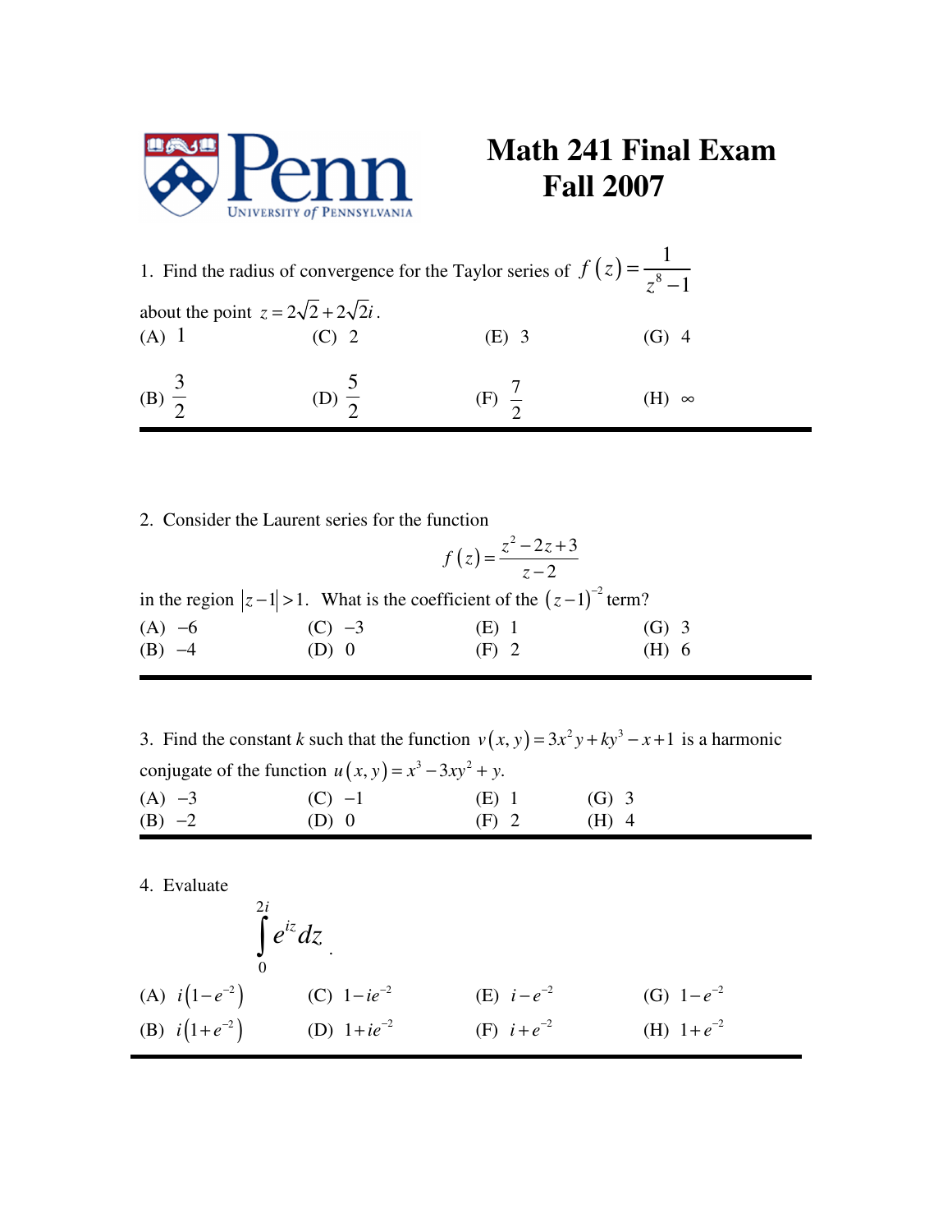# Math 241 Final Exam
## Fall 2007

1. Find the radius of convergence for the Taylor series of $f(z) = \dfrac{1}{z^8 - 1}$ about the point $z = 2\sqrt{2} + 2\sqrt{2}i$.

(A) 1  
(B) $\dfrac{3}{2}$  
(C) 2  
(D) $\dfrac{5}{2}$  
(E) 3  
(F) $\dfrac{7}{2}$  
(G) 4  
(H) $\infty$

---

2. Consider the Laurent series for the function

$$f(z) = \frac{z^2 - 2z + 3}{z - 2}$$

in the region $|z-1| > 1$. What is the coefficient of the $(z-1)^{-2}$ term?

(A) $-6$  
(B) $-4$  
(C) $-3$  
(D) 0  
(E) 1  
(F) 2  
(G) 3  
(H) 6

---

3. Find the constant $k$ such that the function $v(x,y) = 3x^2y + ky^3 - x + 1$ is a harmonic conjugate of the function $u(x,y) = x^3 - 3xy^2 + y$.

(A) $-3$  
(B) $-2$  
(C) $-1$  
(D) 0  
(E) 1  
(F) 2  
(G) 3  
(H) 4

---

4. Evaluate

$$\int_0^{2i} e^{iz}\, dz.$$

(A) $i(1-e^{-2})$  
(B) $i(1+e^{-2})$  
(C) $1-ie^{-2}$  
(D) $1+ie^{-2}$  
(E) $i-e^{-2}$  
(F) $i+e^{-2}$  
(G) $1-e^{-2}$  
(H) $1+e^{-2}$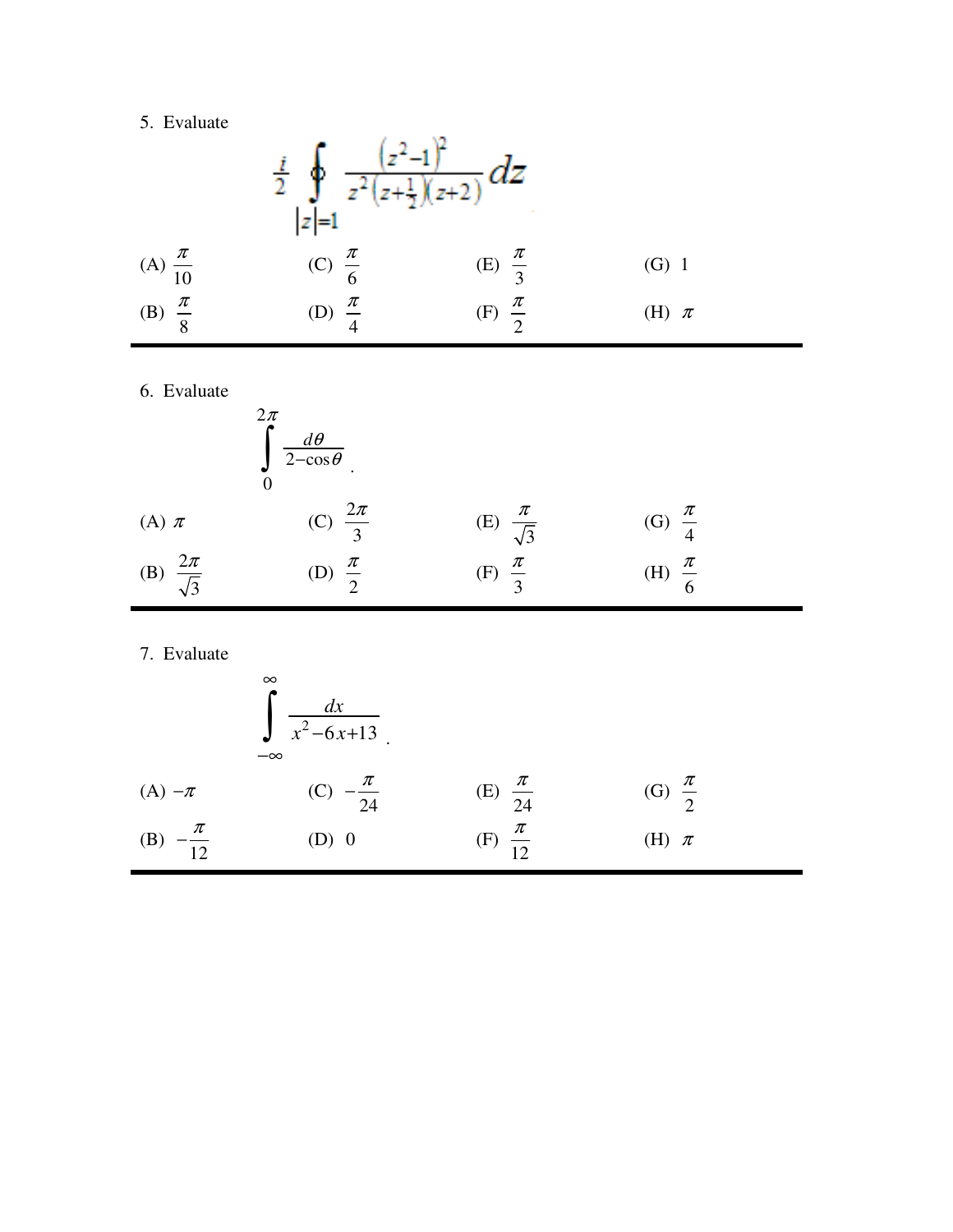5. Evaluate

$$\frac{i}{2}\oint_{|z|=1} \frac{\left(z^2-1\right)^2}{z^2\left(z+\frac{1}{2}\right)\left(z+2\right)}\,dz$$

(A) $\dfrac{\pi}{10}$ (C) $\dfrac{\pi}{6}$ (E) $\dfrac{\pi}{3}$ (G) $1$

(B) $\dfrac{\pi}{8}$ (D) $\dfrac{\pi}{4}$ (F) $\dfrac{\pi}{2}$ (H) $\pi$

---

6. Evaluate

$$\int_0^{2\pi} \frac{d\theta}{2-\cos\theta}.$$

(A) $\pi$ (C) $\dfrac{2\pi}{3}$ (E) $\dfrac{\pi}{\sqrt{3}}$ (G) $\dfrac{\pi}{4}$

(B) $\dfrac{2\pi}{\sqrt{3}}$ (D) $\dfrac{\pi}{2}$ (F) $\dfrac{\pi}{3}$ (H) $\dfrac{\pi}{6}$

---

7. Evaluate

$$\int_{-\infty}^{\infty} \frac{dx}{x^2-6x+13}.$$

(A) $-\pi$ (C) $-\dfrac{\pi}{24}$ (E) $\dfrac{\pi}{24}$ (G) $\dfrac{\pi}{2}$

(B) $-\dfrac{\pi}{12}$ (D) $0$ (F) $\dfrac{\pi}{12}$ (H) $\pi$

---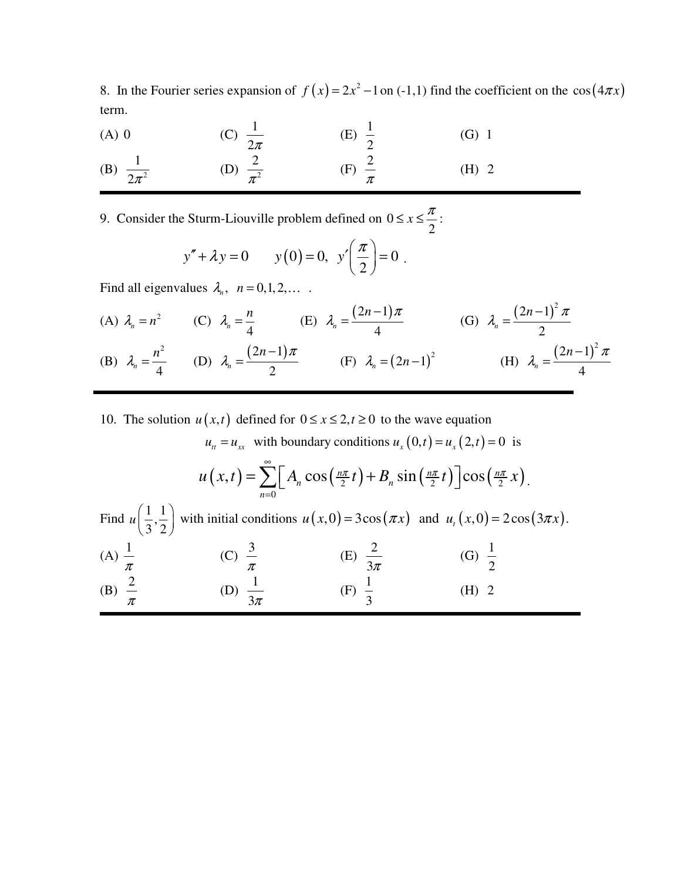8. In the Fourier series expansion of $f(x) = 2x^2 - 1$ on (-1,1) find the coefficient on the $\cos(4\pi x)$ term.

(A) 0

(B) $\frac{1}{2\pi^2}$

(C) $\frac{1}{2\pi}$

(D) $\frac{2}{\pi^2}$

(E) $\frac{1}{2}$

(F) $\frac{2}{\pi}$

(G) 1

(H) 2

---

9. Consider the Sturm-Liouville problem defined on $0 \le x \le \frac{\pi}{2}$:

$$y'' + \lambda y = 0 \qquad y(0) = 0, \ y'\left(\frac{\pi}{2}\right) = 0 \ .$$

Find all eigenvalues $\lambda_n, \ n = 0,1,2,\ldots$ .

(A) $\lambda_n = n^2$

(B) $\lambda_n = \frac{n^2}{4}$

(C) $\lambda_n = \frac{n}{4}$

(D) $\lambda_n = \frac{(2n-1)\pi}{2}$

(E) $\lambda_n = \frac{(2n-1)\pi}{4}$

(F) $\lambda_n = (2n-1)^2$

(G) $\lambda_n = \frac{(2n-1)^2 \pi}{2}$

(H) $\lambda_n = \frac{(2n-1)^2 \pi}{4}$

---

10. The solution $u(x,t)$ defined for $0 \le x \le 2, t \ge 0$ to the wave equation

$u_{tt} = u_{xx}$ with boundary conditions $u_x(0,t) = u_x(2,t) = 0$ is

$$u(x,t) = \sum_{n=0}^{\infty} \left[ A_n \cos\left(\tfrac{n\pi}{2} t\right) + B_n \sin\left(\tfrac{n\pi}{2} t\right) \right] \cos\left(\tfrac{n\pi}{2} x\right).$$

Find $u\left(\frac{1}{3}, \frac{1}{2}\right)$ with initial conditions $u(x,0) = 3\cos(\pi x)$ and $u_t(x,0) = 2\cos(3\pi x)$.

(A) $\frac{1}{\pi}$

(B) $\frac{2}{\pi}$

(C) $\frac{3}{\pi}$

(D) $\frac{1}{3\pi}$

(E) $\frac{2}{3\pi}$

(F) $\frac{1}{3}$

(G) $\frac{1}{2}$

(H) 2

---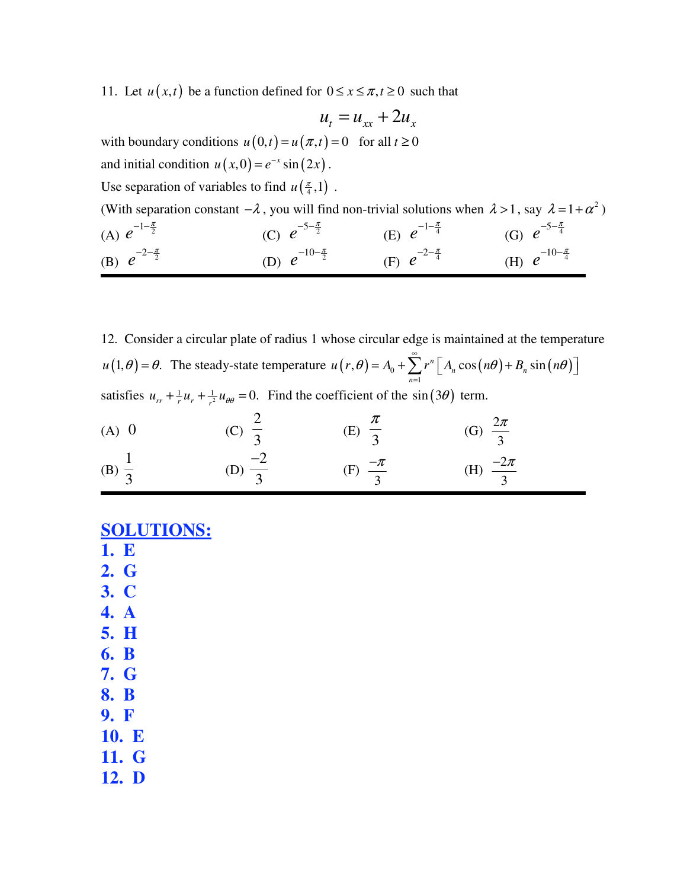11. Let $u(x,t)$ be a function defined for $0 \le x \le \pi, t \ge 0$ such that

$$u_t = u_{xx} + 2u_x$$

with boundary conditions $u(0,t) = u(\pi,t) = 0$ for all $t \ge 0$

and initial condition $u(x,0) = e^{-x}\sin(2x)$.

Use separation of variables to find $u\left(\frac{\pi}{4},1\right)$.

(With separation constant $-\lambda$, you will find non-trivial solutions when $\lambda > 1$, say $\lambda = 1+\alpha^2$)

(A) $e^{-1-\frac{\pi}{2}}$ (C) $e^{-5-\frac{\pi}{2}}$ (E) $e^{-1-\frac{\pi}{4}}$ (G) $e^{-5-\frac{\pi}{4}}$

(B) $e^{-2-\frac{\pi}{2}}$ (D) $e^{-10-\frac{\pi}{2}}$ (F) $e^{-2-\frac{\pi}{4}}$ (H) $e^{-10-\frac{\pi}{4}}$

---

12. Consider a circular plate of radius 1 whose circular edge is maintained at the temperature $u(1,\theta) = \theta$. The steady-state temperature $u(r,\theta) = A_0 + \sum_{n=1}^{\infty} r^n \left[A_n \cos(n\theta) + B_n \sin(n\theta)\right]$ satisfies $u_{rr} + \frac{1}{r}u_r + \frac{1}{r^2}u_{\theta\theta} = 0$. Find the coefficient of the $\sin(3\theta)$ term.

(A) $0$ (C) $\frac{2}{3}$ (E) $\frac{\pi}{3}$ (G) $\frac{2\pi}{3}$

(B) $\frac{1}{3}$ (D) $\frac{-2}{3}$ (F) $\frac{-\pi}{3}$ (H) $\frac{-2\pi}{3}$

---

## SOLUTIONS:

**1. E**
**2. G**
**3. C**
**4. A**
**5. H**
**6. B**
**7. G**
**8. B**
**9. F**
**10. E**
**11. G**
**12. D**